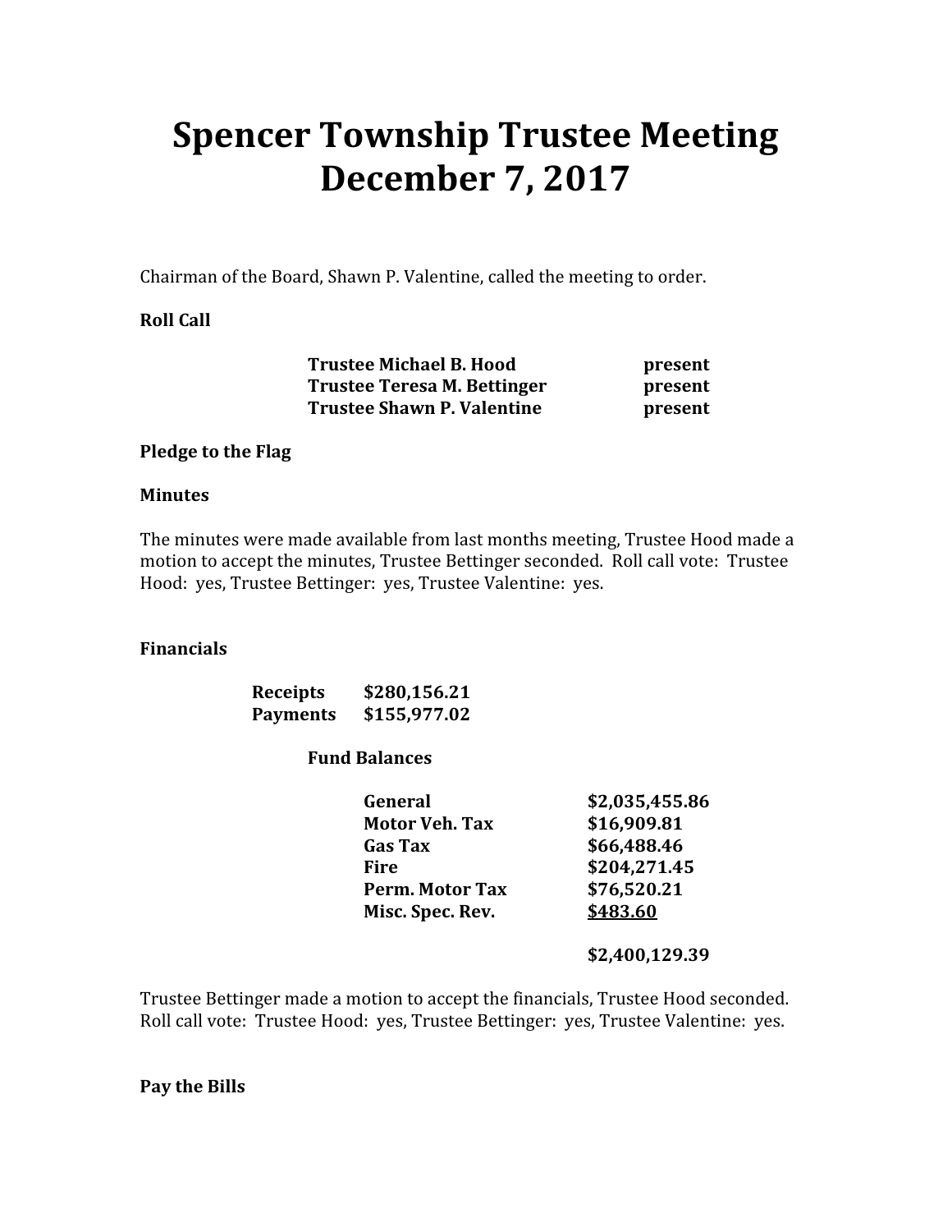# Spencer Township Trustee Meeting December 7, 2017

Chairman of the Board, Shawn P. Valentine, called the meeting to order.

**Roll Call**

| | |
|---|---|
| **Trustee Michael B. Hood** | **present** |
| **Trustee Teresa M. Bettinger** | **present** |
| **Trustee Shawn P. Valentine** | **present** |

**Pledge to the Flag**

**Minutes**

The minutes were made available from last months meeting, Trustee Hood made a motion to accept the minutes, Trustee Bettinger seconded. Roll call vote: Trustee Hood: yes, Trustee Bettinger: yes, Trustee Valentine: yes.

**Financials**

| | |
|---|---|
| **Receipts** | **$280,156.21** |
| **Payments** | **$155,977.02** |

**Fund Balances**

| | |
|---|---|
| **General** | **$2,035,455.86** |
| **Motor Veh. Tax** | **$16,909.81** |
| **Gas Tax** | **$66,488.46** |
| **Fire** | **$204,271.45** |
| **Perm. Motor Tax** | **$76,520.21** |
| **Misc. Spec. Rev.** | **<u>$483.60</u>** |
| | **$2,400,129.39** |

Trustee Bettinger made a motion to accept the financials, Trustee Hood seconded. Roll call vote: Trustee Hood: yes, Trustee Bettinger: yes, Trustee Valentine: yes.

**Pay the Bills**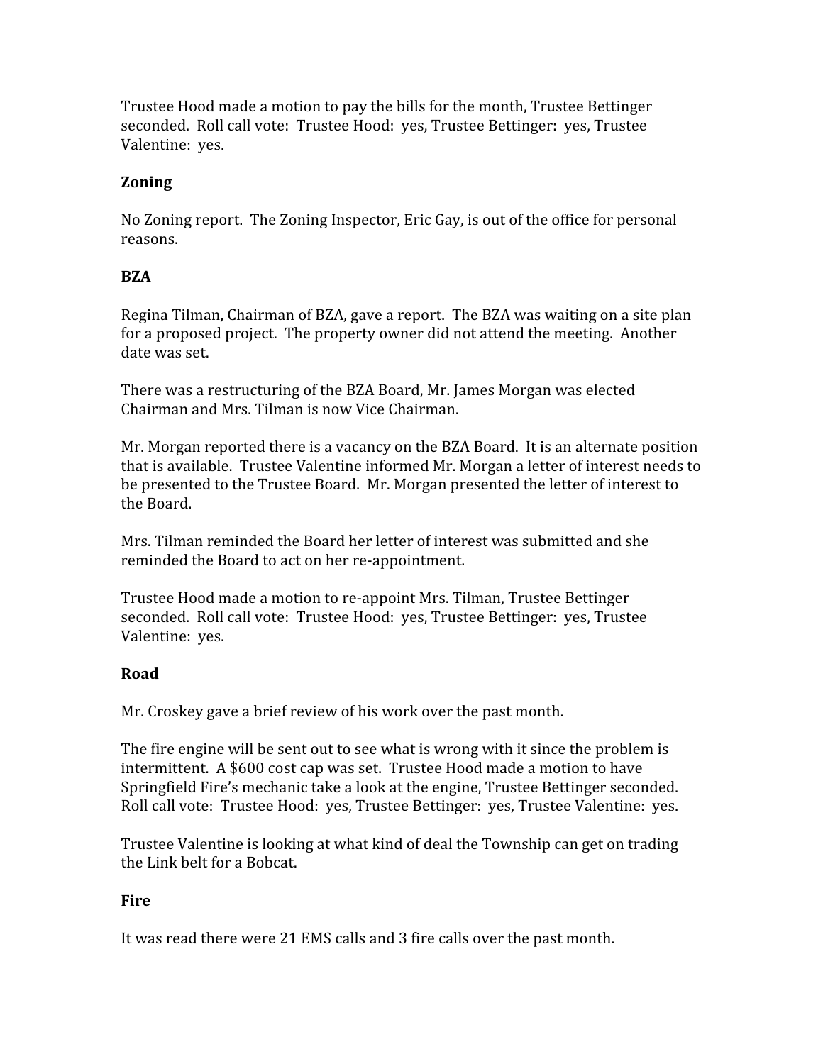Trustee Hood made a motion to pay the bills for the month, Trustee Bettinger seconded. Roll call vote: Trustee Hood: yes, Trustee Bettinger: yes, Trustee Valentine: yes.

**Zoning**

No Zoning report. The Zoning Inspector, Eric Gay, is out of the office for personal reasons.

**BZA**

Regina Tilman, Chairman of BZA, gave a report. The BZA was waiting on a site plan for a proposed project. The property owner did not attend the meeting. Another date was set.

There was a restructuring of the BZA Board, Mr. James Morgan was elected Chairman and Mrs. Tilman is now Vice Chairman.

Mr. Morgan reported there is a vacancy on the BZA Board. It is an alternate position that is available. Trustee Valentine informed Mr. Morgan a letter of interest needs to be presented to the Trustee Board. Mr. Morgan presented the letter of interest to the Board.

Mrs. Tilman reminded the Board her letter of interest was submitted and she reminded the Board to act on her re-appointment.

Trustee Hood made a motion to re-appoint Mrs. Tilman, Trustee Bettinger seconded. Roll call vote: Trustee Hood: yes, Trustee Bettinger: yes, Trustee Valentine: yes.

**Road**

Mr. Croskey gave a brief review of his work over the past month.

The fire engine will be sent out to see what is wrong with it since the problem is intermittent. A $600 cost cap was set. Trustee Hood made a motion to have Springfield Fire's mechanic take a look at the engine, Trustee Bettinger seconded. Roll call vote: Trustee Hood: yes, Trustee Bettinger: yes, Trustee Valentine: yes.

Trustee Valentine is looking at what kind of deal the Township can get on trading the Link belt for a Bobcat.

**Fire**

It was read there were 21 EMS calls and 3 fire calls over the past month.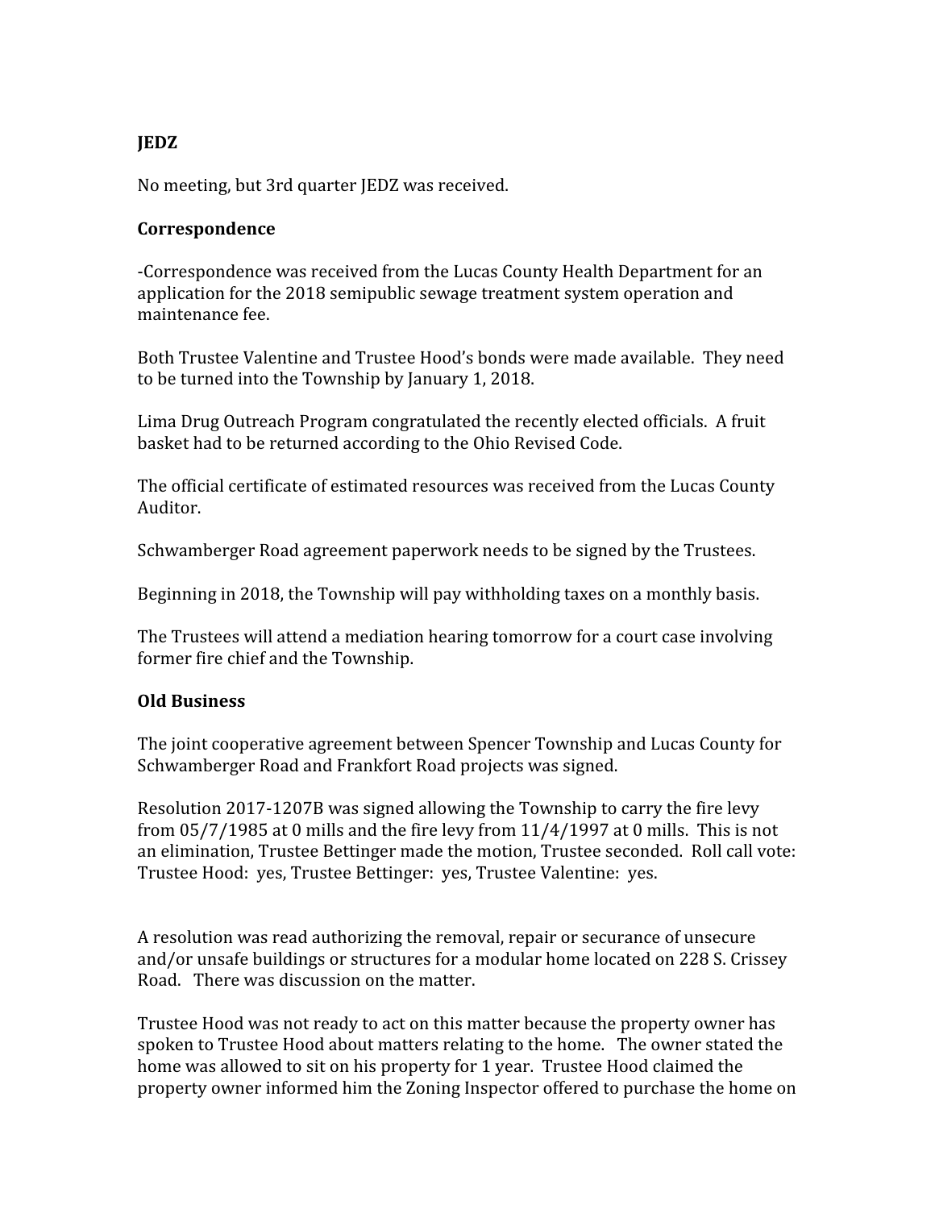**JEDZ**

No meeting, but 3rd quarter JEDZ was received.

**Correspondence**

-Correspondence was received from the Lucas County Health Department for an application for the 2018 semipublic sewage treatment system operation and maintenance fee.

Both Trustee Valentine and Trustee Hood's bonds were made available. They need to be turned into the Township by January 1, 2018.

Lima Drug Outreach Program congratulated the recently elected officials. A fruit basket had to be returned according to the Ohio Revised Code.

The official certificate of estimated resources was received from the Lucas County Auditor.

Schwamberger Road agreement paperwork needs to be signed by the Trustees.

Beginning in 2018, the Township will pay withholding taxes on a monthly basis.

The Trustees will attend a mediation hearing tomorrow for a court case involving former fire chief and the Township.

**Old Business**

The joint cooperative agreement between Spencer Township and Lucas County for Schwamberger Road and Frankfort Road projects was signed.

Resolution 2017-1207B was signed allowing the Township to carry the fire levy from 05/7/1985 at 0 mills and the fire levy from 11/4/1997 at 0 mills. This is not an elimination, Trustee Bettinger made the motion, Trustee seconded. Roll call vote: Trustee Hood: yes, Trustee Bettinger: yes, Trustee Valentine: yes.

A resolution was read authorizing the removal, repair or securance of unsecure and/or unsafe buildings or structures for a modular home located on 228 S. Crissey Road. There was discussion on the matter.

Trustee Hood was not ready to act on this matter because the property owner has spoken to Trustee Hood about matters relating to the home. The owner stated the home was allowed to sit on his property for 1 year. Trustee Hood claimed the property owner informed him the Zoning Inspector offered to purchase the home on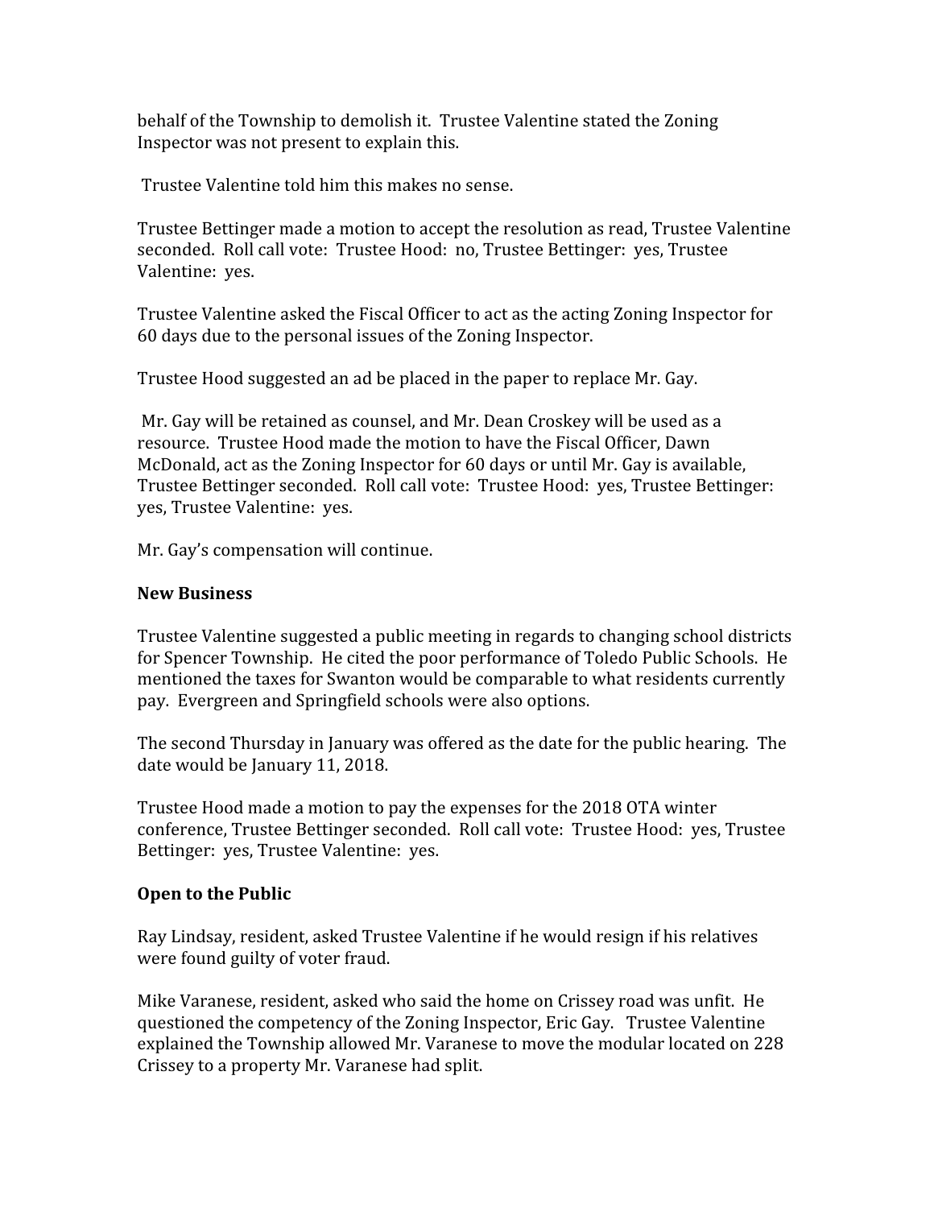behalf of the Township to demolish it. Trustee Valentine stated the Zoning Inspector was not present to explain this.

Trustee Valentine told him this makes no sense.

Trustee Bettinger made a motion to accept the resolution as read, Trustee Valentine seconded. Roll call vote: Trustee Hood: no, Trustee Bettinger: yes, Trustee Valentine: yes.

Trustee Valentine asked the Fiscal Officer to act as the acting Zoning Inspector for 60 days due to the personal issues of the Zoning Inspector.

Trustee Hood suggested an ad be placed in the paper to replace Mr. Gay.

Mr. Gay will be retained as counsel, and Mr. Dean Croskey will be used as a resource. Trustee Hood made the motion to have the Fiscal Officer, Dawn McDonald, act as the Zoning Inspector for 60 days or until Mr. Gay is available, Trustee Bettinger seconded. Roll call vote: Trustee Hood: yes, Trustee Bettinger: yes, Trustee Valentine: yes.

Mr. Gay's compensation will continue.

**New Business**

Trustee Valentine suggested a public meeting in regards to changing school districts for Spencer Township. He cited the poor performance of Toledo Public Schools. He mentioned the taxes for Swanton would be comparable to what residents currently pay. Evergreen and Springfield schools were also options.

The second Thursday in January was offered as the date for the public hearing. The date would be January 11, 2018.

Trustee Hood made a motion to pay the expenses for the 2018 OTA winter conference, Trustee Bettinger seconded. Roll call vote: Trustee Hood: yes, Trustee Bettinger: yes, Trustee Valentine: yes.

**Open to the Public**

Ray Lindsay, resident, asked Trustee Valentine if he would resign if his relatives were found guilty of voter fraud.

Mike Varanese, resident, asked who said the home on Crissey road was unfit. He questioned the competency of the Zoning Inspector, Eric Gay. Trustee Valentine explained the Township allowed Mr. Varanese to move the modular located on 228 Crissey to a property Mr. Varanese had split.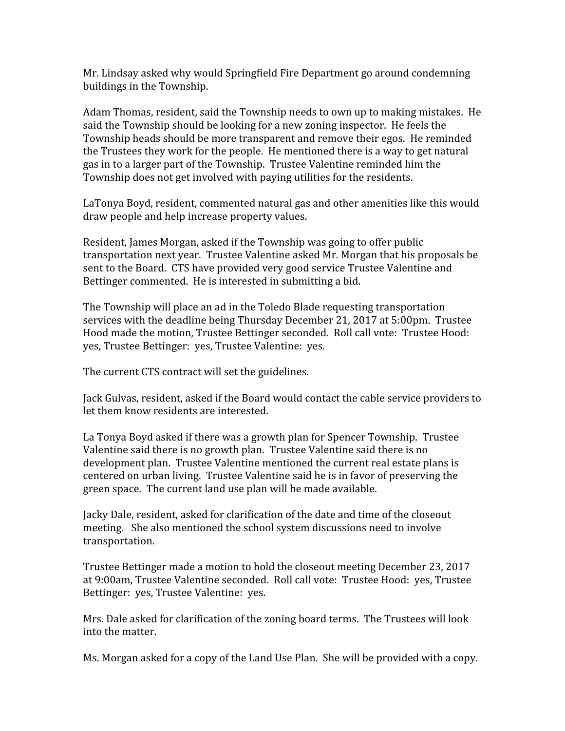Mr. Lindsay asked why would Springfield Fire Department go around condemning buildings in the Township.

Adam Thomas, resident, said the Township needs to own up to making mistakes. He said the Township should be looking for a new zoning inspector. He feels the Township heads should be more transparent and remove their egos. He reminded the Trustees they work for the people. He mentioned there is a way to get natural gas in to a larger part of the Township. Trustee Valentine reminded him the Township does not get involved with paying utilities for the residents.

LaTonya Boyd, resident, commented natural gas and other amenities like this would draw people and help increase property values.

Resident, James Morgan, asked if the Township was going to offer public transportation next year. Trustee Valentine asked Mr. Morgan that his proposals be sent to the Board. CTS have provided very good service Trustee Valentine and Bettinger commented. He is interested in submitting a bid.

The Township will place an ad in the Toledo Blade requesting transportation services with the deadline being Thursday December 21, 2017 at 5:00pm. Trustee Hood made the motion, Trustee Bettinger seconded. Roll call vote: Trustee Hood: yes, Trustee Bettinger: yes, Trustee Valentine: yes.

The current CTS contract will set the guidelines.

Jack Gulvas, resident, asked if the Board would contact the cable service providers to let them know residents are interested.

La Tonya Boyd asked if there was a growth plan for Spencer Township. Trustee Valentine said there is no growth plan. Trustee Valentine said there is no development plan. Trustee Valentine mentioned the current real estate plans is centered on urban living. Trustee Valentine said he is in favor of preserving the green space. The current land use plan will be made available.

Jacky Dale, resident, asked for clarification of the date and time of the closeout meeting. She also mentioned the school system discussions need to involve transportation.

Trustee Bettinger made a motion to hold the closeout meeting December 23, 2017 at 9:00am, Trustee Valentine seconded. Roll call vote: Trustee Hood: yes, Trustee Bettinger: yes, Trustee Valentine: yes.

Mrs. Dale asked for clarification of the zoning board terms. The Trustees will look into the matter.

Ms. Morgan asked for a copy of the Land Use Plan. She will be provided with a copy.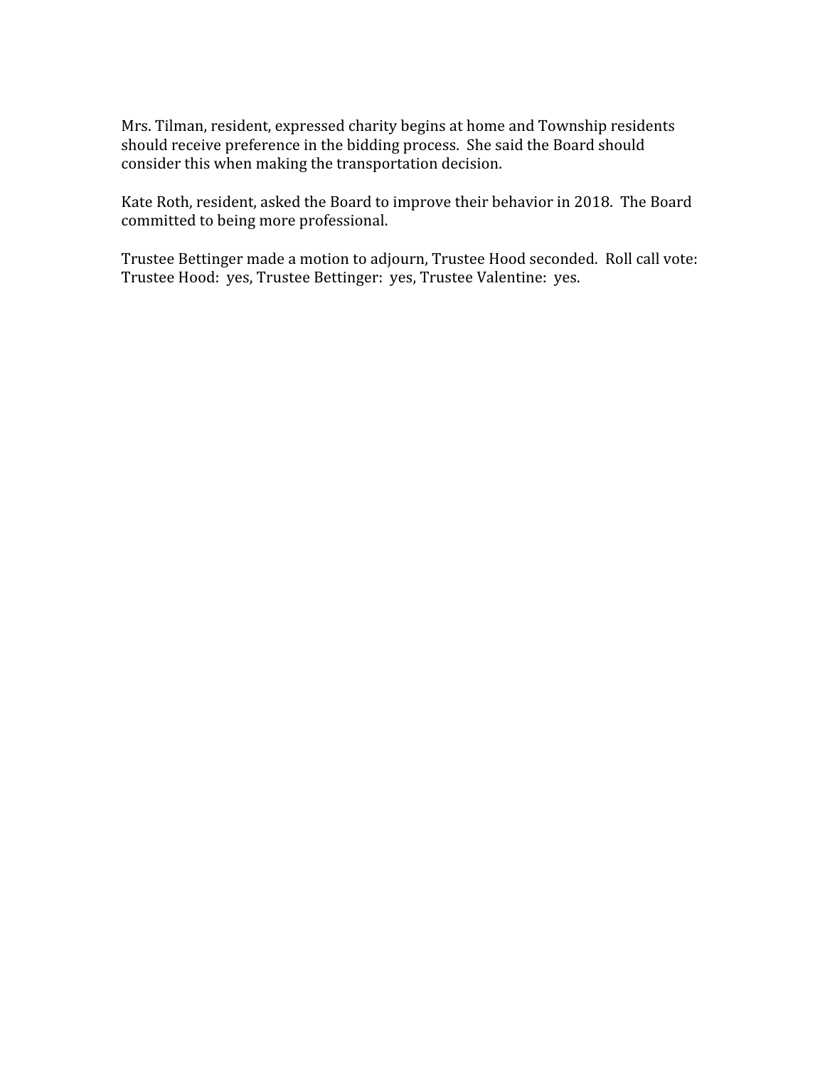Mrs. Tilman, resident, expressed charity begins at home and Township residents should receive preference in the bidding process. She said the Board should consider this when making the transportation decision.

Kate Roth, resident, asked the Board to improve their behavior in 2018. The Board committed to being more professional.

Trustee Bettinger made a motion to adjourn, Trustee Hood seconded. Roll call vote: Trustee Hood: yes, Trustee Bettinger: yes, Trustee Valentine: yes.